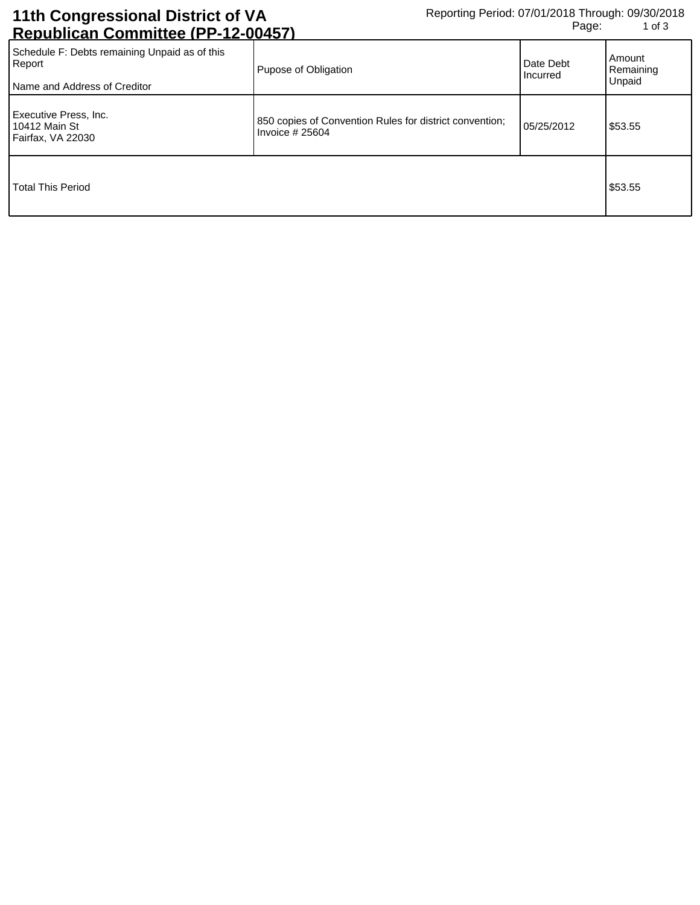# 11th Congressional District of VA Republican Committee (PP-12-00457)

Reporting Period: 07/01/2018 Through: 09/30/2018

| Schedule F: Debts remaining Unpaid as of this Report<br><br>Name and Address of Creditor | Pupose of Obligation | Date Debt Incurred | Amount Remaining Unpaid |
|---|---|---|---|
| Executive Press, Inc.<br>10412 Main St<br>Fairfax, VA 22030 | 850 copies of Convention Rules for district convention; Invoice # 25604 | 05/25/2012 | $53.55 |
| Total This Period | | | $53.55 |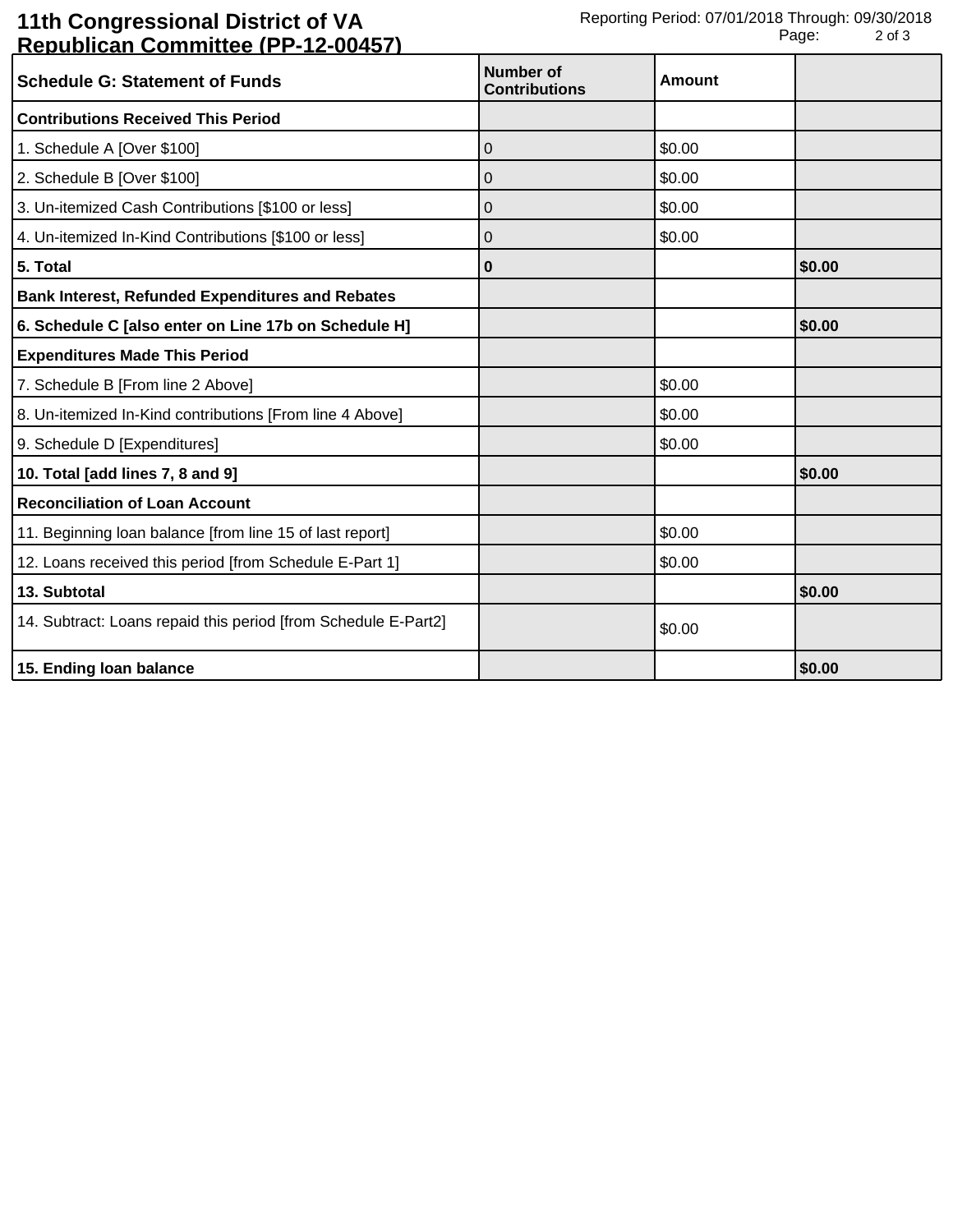# 11th Congressional District of VA Republican Committee (PP-12-00457)

Reporting Period: 07/01/2018 Through: 09/30/2018

| Schedule G: Statement of Funds | Number of Contributions | Amount | |
|---|---|---|---|
| **Contributions Received This Period** | | | |
| 1. Schedule A [Over $100] | 0 | $0.00 | |
| 2. Schedule B [Over $100] | 0 | $0.00 | |
| 3. Un-itemized Cash Contributions [$100 or less] | 0 | $0.00 | |
| 4. Un-itemized In-Kind Contributions [$100 or less] | 0 | $0.00 | |
| **5. Total** | **0** | | **$0.00** |
| **Bank Interest, Refunded Expenditures and Rebates** | | | |
| **6. Schedule C [also enter on Line 17b on Schedule H]** | | | **$0.00** |
| **Expenditures Made This Period** | | | |
| 7. Schedule B [From line 2 Above] | | $0.00 | |
| 8. Un-itemized In-Kind contributions [From line 4 Above] | | $0.00 | |
| 9. Schedule D [Expenditures] | | $0.00 | |
| **10. Total [add lines 7, 8 and 9]** | | | **$0.00** |
| **Reconciliation of Loan Account** | | | |
| 11. Beginning loan balance [from line 15 of last report] | | $0.00 | |
| 12. Loans received this period [from Schedule E-Part 1] | | $0.00 | |
| **13. Subtotal** | | | **$0.00** |
| 14. Subtract: Loans repaid this period [from Schedule E-Part2] | | $0.00 | |
| **15. Ending loan balance** | | | **$0.00** |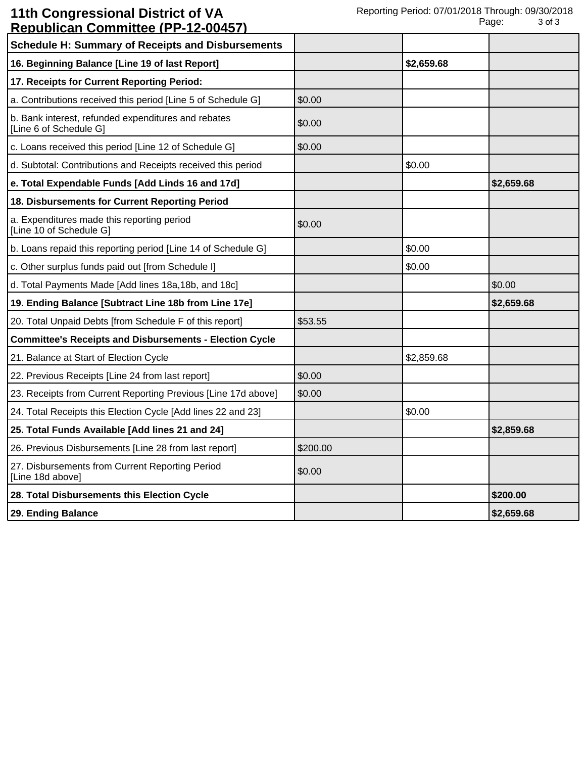# 11th Congressional District of VA Republican Committee (PP-12-00457)

Reporting Period: 07/01/2018 Through: 09/30/2018

| Schedule H: Summary of Receipts and Disbursements | | | |
|---|---|---|---|
| **16. Beginning Balance [Line 19 of last Report]** | | **$2,659.68** | |
| **17. Receipts for Current Reporting Period:** | | | |
| a. Contributions received this period [Line 5 of Schedule G] | $0.00 | | |
| b. Bank interest, refunded expenditures and rebates [Line 6 of Schedule G] | $0.00 | | |
| c. Loans received this period [Line 12 of Schedule G] | $0.00 | | |
| d. Subtotal: Contributions and Receipts received this period | | $0.00 | |
| **e. Total Expendable Funds [Add Linds 16 and 17d]** | | | **$2,659.68** |
| **18. Disbursements for Current Reporting Period** | | | |
| a. Expenditures made this reporting period [Line 10 of Schedule G] | $0.00 | | |
| b. Loans repaid this reporting period [Line 14 of Schedule G] | | $0.00 | |
| c. Other surplus funds paid out [from Schedule I] | | $0.00 | |
| d. Total Payments Made [Add lines 18a,18b, and 18c] | | | $0.00 |
| **19. Ending Balance [Subtract Line 18b from Line 17e]** | | | **$2,659.68** |
| 20. Total Unpaid Debts [from Schedule F of this report] | $53.55 | | |
| **Committee's Receipts and Disbursements - Election Cycle** | | | |
| 21. Balance at Start of Election Cycle | | $2,859.68 | |
| 22. Previous Receipts [Line 24 from last report] | $0.00 | | |
| 23. Receipts from Current Reporting Previous [Line 17d above] | $0.00 | | |
| 24. Total Receipts this Election Cycle [Add lines 22 and 23] | | $0.00 | |
| **25. Total Funds Available [Add lines 21 and 24]** | | | **$2,859.68** |
| 26. Previous Disbursements [Line 28 from last report] | $200.00 | | |
| 27. Disbursements from Current Reporting Period [Line 18d above] | $0.00 | | |
| **28. Total Disbursements this Election Cycle** | | | **$200.00** |
| **29. Ending Balance** | | | **$2,659.68** |